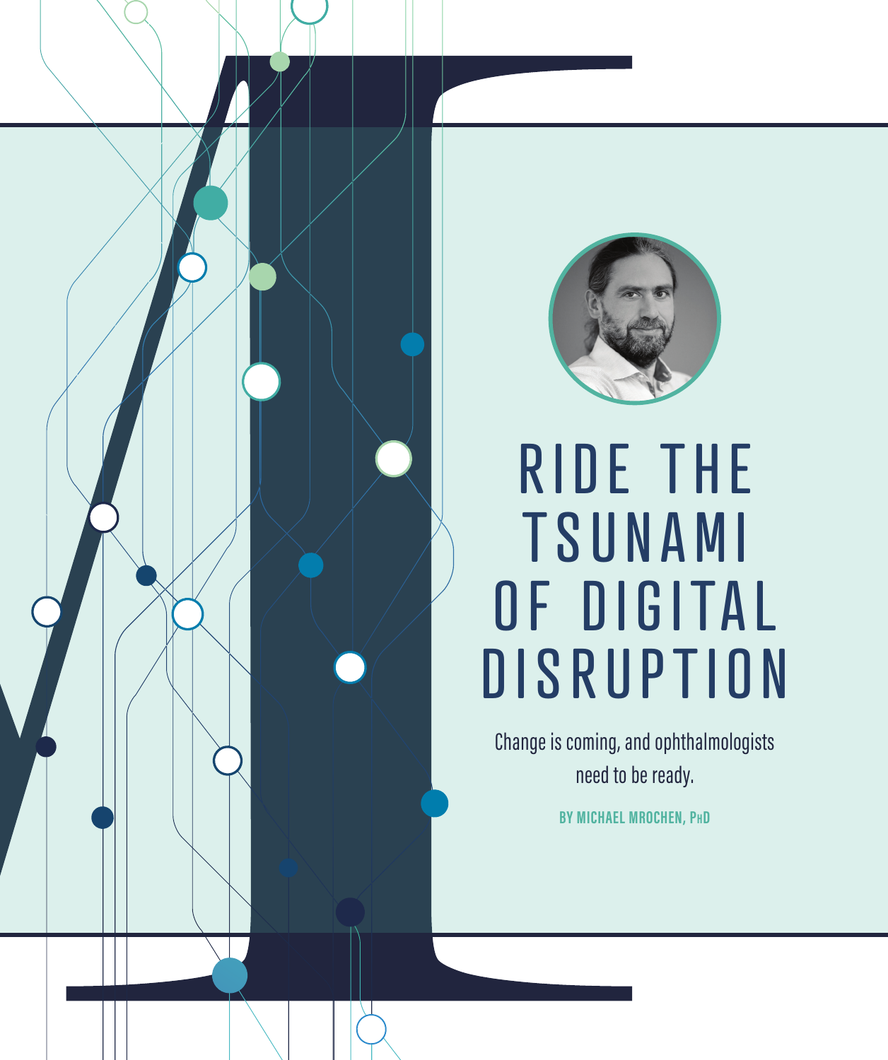# RIDE THE TSUNAMI OF DIGITAL DISRUPTION

Change is coming, and ophthalmologists need to be ready.

**BY MICHAEL MROCHEN, PhD**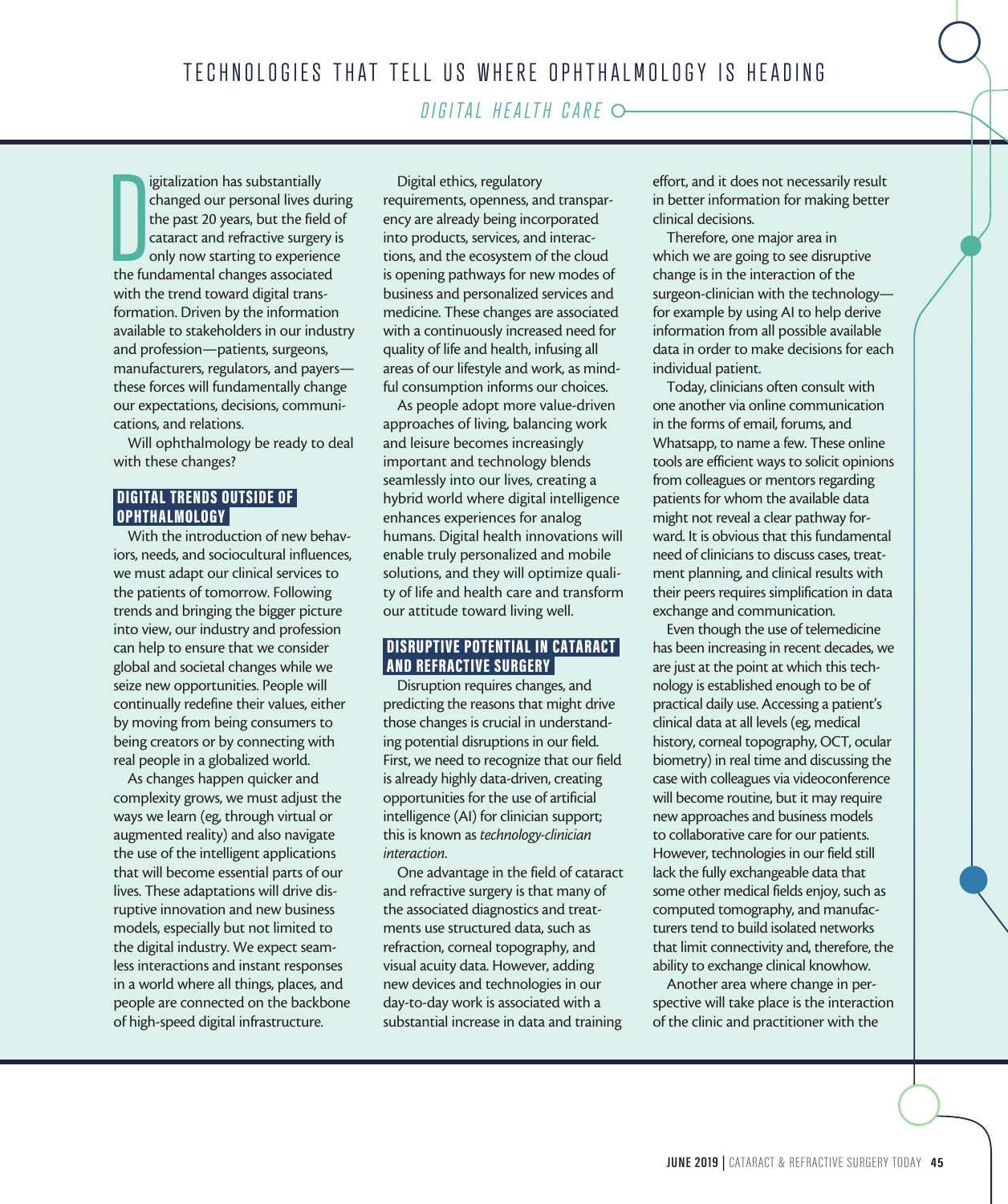# TECHNOLOGIES THAT TELL US WHERE OPHTHALMOLOGY IS HEADING

*DIGITAL HEALTH CARE*

Digitalization has substantially changed our personal lives during the past 20 years, but the field of cataract and refractive surgery is only now starting to experience the fundamental changes associated with the trend toward digital transformation. Driven by the information available to stakeholders in our industry and profession—patients, surgeons, manufacturers, regulators, and payers—these forces will fundamentally change our expectations, decisions, communications, and relations.

Will ophthalmology be ready to deal with these changes?

## DIGITAL TRENDS OUTSIDE OF OPHTHALMOLOGY

With the introduction of new behaviors, needs, and sociocultural influences, we must adapt our clinical services to the patients of tomorrow. Following trends and bringing the bigger picture into view, our industry and profession can help to ensure that we consider global and societal changes while we seize new opportunities. People will continually redefine their values, either by moving from being consumers to being creators or by connecting with real people in a globalized world.

As changes happen quicker and complexity grows, we must adjust the ways we learn (eg, through virtual or augmented reality) and also navigate the use of the intelligent applications that will become essential parts of our lives. These adaptations will drive disruptive innovation and new business models, especially but not limited to the digital industry. We expect seamless interactions and instant responses in a world where all things, places, and people are connected on the backbone of high-speed digital infrastructure.

Digital ethics, regulatory requirements, openness, and transparency are already being incorporated into products, services, and interactions, and the ecosystem of the cloud is opening pathways for new modes of business and personalized services and medicine. These changes are associated with a continuously increased need for quality of life and health, infusing all areas of our lifestyle and work, as mindful consumption informs our choices.

As people adopt more value-driven approaches of living, balancing work and leisure becomes increasingly important and technology blends seamlessly into our lives, creating a hybrid world where digital intelligence enhances experiences for analog humans. Digital health innovations will enable truly personalized and mobile solutions, and they will optimize quality of life and health care and transform our attitude toward living well.

## DISRUPTIVE POTENTIAL IN CATARACT AND REFRACTIVE SURGERY

Disruption requires changes, and predicting the reasons that might drive those changes is crucial in understanding potential disruptions in our field. First, we need to recognize that our field is already highly data-driven, creating opportunities for the use of artificial intelligence (AI) for clinician support; this is known as *technology-clinician interaction*.

One advantage in the field of cataract and refractive surgery is that many of the associated diagnostics and treatments use structured data, such as refraction, corneal topography, and visual acuity data. However, adding new devices and technologies in our day-to-day work is associated with a substantial increase in data and training effort, and it does not necessarily result in better information for making better clinical decisions.

Therefore, one major area in which we are going to see disruptive change is in the interaction of the surgeon-clinician with the technology—for example by using AI to help derive information from all possible available data in order to make decisions for each individual patient.

Today, clinicians often consult with one another via online communication in the forms of email, forums, and Whatsapp, to name a few. These online tools are efficient ways to solicit opinions from colleagues or mentors regarding patients for whom the available data might not reveal a clear pathway forward. It is obvious that this fundamental need of clinicians to discuss cases, treatment planning, and clinical results with their peers requires simplification in data exchange and communication.

Even though the use of telemedicine has been increasing in recent decades, we are just at the point at which this technology is established enough to be of practical daily use. Accessing a patient's clinical data at all levels (eg, medical history, corneal topography, OCT, ocular biometry) in real time and discussing the case with colleagues via videoconference will become routine, but it may require new approaches and business models to collaborative care for our patients. However, technologies in our field still lack the fully exchangeable data that some other medical fields enjoy, such as computed tomography, and manufacturers tend to build isolated networks that limit connectivity and, therefore, the ability to exchange clinical knowhow.

Another area where change in perspective will take place is the interaction of the clinic and practitioner with the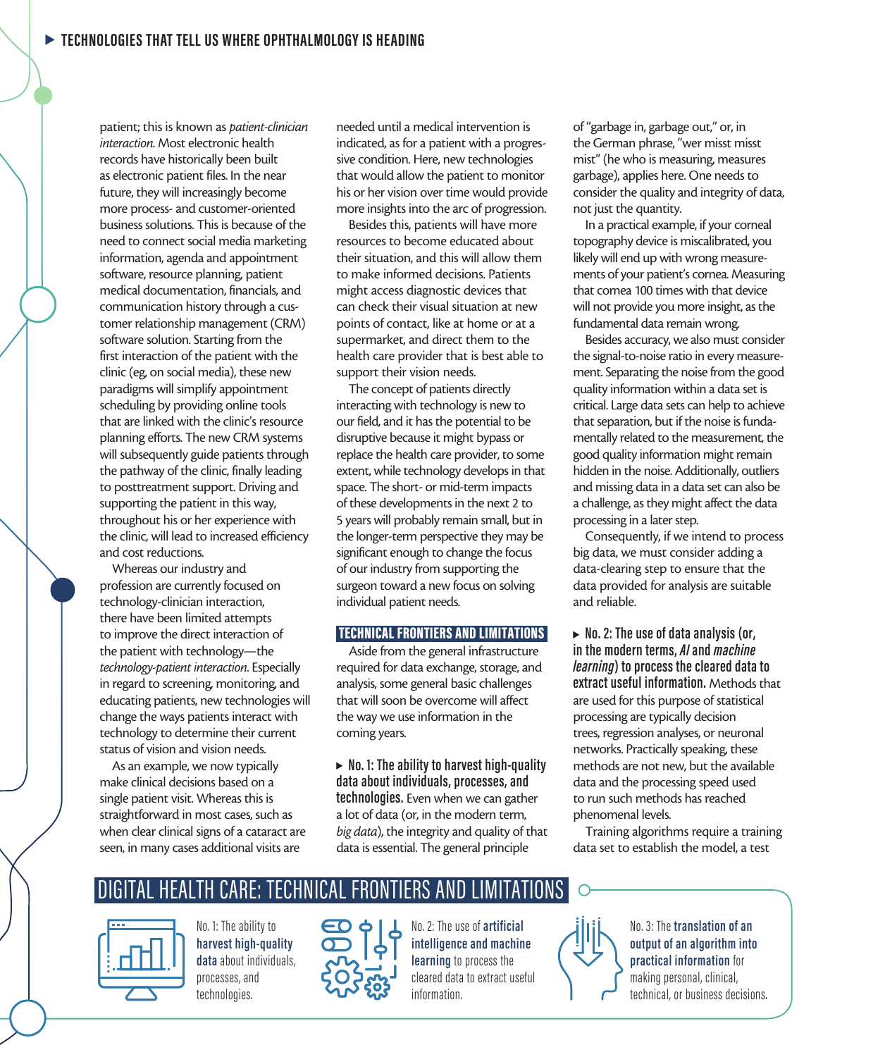patient; this is known as *patient-clinician interaction*. Most electronic health records have historically been built as electronic patient files. In the near future, they will increasingly become more process- and customer-oriented business solutions. This is because of the need to connect social media marketing information, agenda and appointment software, resource planning, patient medical documentation, financials, and communication history through a customer relationship management (CRM) software solution. Starting from the first interaction of the patient with the clinic (eg, on social media), these new paradigms will simplify appointment scheduling by providing online tools that are linked with the clinic's resource planning efforts. The new CRM systems will subsequently guide patients through the pathway of the clinic, finally leading to posttreatment support. Driving and supporting the patient in this way, throughout his or her experience with the clinic, will lead to increased efficiency and cost reductions.

Whereas our industry and profession are currently focused on technology-clinician interaction, there have been limited attempts to improve the direct interaction of the patient with technology—the *technology-patient interaction*. Especially in regard to screening, monitoring, and educating patients, new technologies will change the ways patients interact with technology to determine their current status of vision and vision needs.

As an example, we now typically make clinical decisions based on a single patient visit. Whereas this is straightforward in most cases, such as when clear clinical signs of a cataract are seen, in many cases additional visits are needed until a medical intervention is indicated, as for a patient with a progressive condition. Here, new technologies that would allow the patient to monitor his or her vision over time would provide more insights into the arc of progression.

Besides this, patients will have more resources to become educated about their situation, and this will allow them to make informed decisions. Patients might access diagnostic devices that can check their visual situation at new points of contact, like at home or at a supermarket, and direct them to the health care provider that is best able to support their vision needs.

The concept of patients directly interacting with technology is new to our field, and it has the potential to be disruptive because it might bypass or replace the health care provider, to some extent, while technology develops in that space. The short- or mid-term impacts of these developments in the next 2 to 5 years will probably remain small, but in the longer-term perspective they may be significant enough to change the focus of our industry from supporting the surgeon toward a new focus on solving individual patient needs.

## TECHNICAL FRONTIERS AND LIMITATIONS

Aside from the general infrastructure required for data exchange, storage, and analysis, some general basic challenges that will soon be overcome will affect the way we use information in the coming years.

**▸ No. 1: The ability to harvest high-quality data about individuals, processes, and technologies.** Even when we can gather a lot of data (or, in the modern term, *big data*), the integrity and quality of that data is essential. The general principle of "garbage in, garbage out," or, in the German phrase, "wer misst misst mist" (he who is measuring, measures garbage), applies here. One needs to consider the quality and integrity of data, not just the quantity.

In a practical example, if your corneal topography device is miscalibrated, you likely will end up with wrong measurements of your patient's cornea. Measuring that cornea 100 times with that device will not provide you more insight, as the fundamental data remain wrong.

Besides accuracy, we also must consider the signal-to-noise ratio in every measurement. Separating the noise from the good quality information within a data set is critical. Large data sets can help to achieve that separation, but if the noise is fundamentally related to the measurement, the good quality information might remain hidden in the noise. Additionally, outliers and missing data in a data set can also be a challenge, as they might affect the data processing in a later step.

Consequently, if we intend to process big data, we must consider adding a data-clearing step to ensure that the data provided for analysis are suitable and reliable.

**▸ No. 2: The use of data analysis (or, in the modern terms, *AI* and *machine learning*) to process the cleared data to extract useful information.** Methods that are used for this purpose of statistical processing are typically decision trees, regression analyses, or neuronal networks. Practically speaking, these methods are not new, but the available data and the processing speed used to run such methods has reached phenomenal levels.

Training algorithms require a training data set to establish the model, a test

## DIGITAL HEALTH CARE: TECHNICAL FRONTIERS AND LIMITATIONS

No. 1: The ability to **harvest high-quality data** about individuals, processes, and technologies.

No. 2: The use of **artificial intelligence and machine learning** to process the cleared data to extract useful information.

No. 3: The **translation of an output of an algorithm into practical information** for making personal, clinical, technical, or business decisions.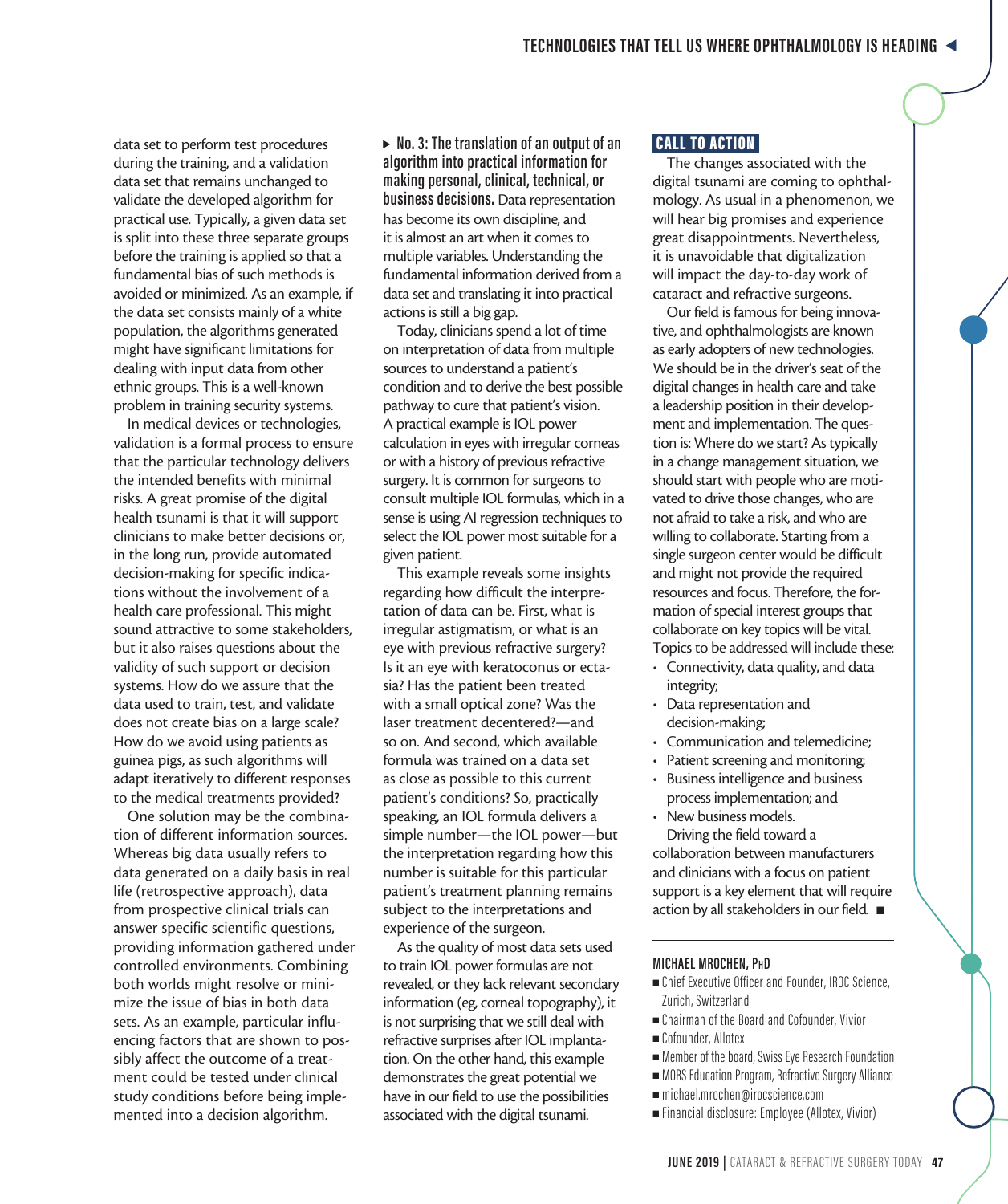data set to perform test procedures during the training, and a validation data set that remains unchanged to validate the developed algorithm for practical use. Typically, a given data set is split into these three separate groups before the training is applied so that a fundamental bias of such methods is avoided or minimized. As an example, if the data set consists mainly of a white population, the algorithms generated might have significant limitations for dealing with input data from other ethnic groups. This is a well-known problem in training security systems.

In medical devices or technologies, validation is a formal process to ensure that the particular technology delivers the intended benefits with minimal risks. A great promise of the digital health tsunami is that it will support clinicians to make better decisions or, in the long run, provide automated decision-making for specific indications without the involvement of a health care professional. This might sound attractive to some stakeholders, but it also raises questions about the validity of such support or decision systems. How do we assure that the data used to train, test, and validate does not create bias on a large scale? How do we avoid using patients as guinea pigs, as such algorithms will adapt iteratively to different responses to the medical treatments provided?

One solution may be the combination of different information sources. Whereas big data usually refers to data generated on a daily basis in real life (retrospective approach), data from prospective clinical trials can answer specific scientific questions, providing information gathered under controlled environments. Combining both worlds might resolve or minimize the issue of bias in both data sets. As an example, particular influencing factors that are shown to possibly affect the outcome of a treatment could be tested under clinical study conditions before being implemented into a decision algorithm.

**▶ No. 3: The translation of an output of an algorithm into practical information for making personal, clinical, technical, or business decisions.** Data representation has become its own discipline, and it is almost an art when it comes to multiple variables. Understanding the fundamental information derived from a data set and translating it into practical actions is still a big gap.

Today, clinicians spend a lot of time on interpretation of data from multiple sources to understand a patient's condition and to derive the best possible pathway to cure that patient's vision. A practical example is IOL power calculation in eyes with irregular corneas or with a history of previous refractive surgery. It is common for surgeons to consult multiple IOL formulas, which in a sense is using AI regression techniques to select the IOL power most suitable for a given patient.

This example reveals some insights regarding how difficult the interpretation of data can be. First, what is irregular astigmatism, or what is an eye with previous refractive surgery? Is it an eye with keratoconus or ectasia? Has the patient been treated with a small optical zone? Was the laser treatment decentered?—and so on. And second, which available formula was trained on a data set as close as possible to this current patient's conditions? So, practically speaking, an IOL formula delivers a simple number—the IOL power—but the interpretation regarding how this number is suitable for this particular patient's treatment planning remains subject to the interpretations and experience of the surgeon.

As the quality of most data sets used to train IOL power formulas are not revealed, or they lack relevant secondary information (eg, corneal topography), it is not surprising that we still deal with refractive surprises after IOL implantation. On the other hand, this example demonstrates the great potential we have in our field to use the possibilities associated with the digital tsunami.

## CALL TO ACTION

The changes associated with the digital tsunami are coming to ophthalmology. As usual in a phenomenon, we will hear big promises and experience great disappointments. Nevertheless, it is unavoidable that digitalization will impact the day-to-day work of cataract and refractive surgeons.

Our field is famous for being innovative, and ophthalmologists are known as early adopters of new technologies. We should be in the driver's seat of the digital changes in health care and take a leadership position in their development and implementation. The question is: Where do we start? As typically in a change management situation, we should start with people who are motivated to drive those changes, who are not afraid to take a risk, and who are willing to collaborate. Starting from a single surgeon center would be difficult and might not provide the required resources and focus. Therefore, the formation of special interest groups that collaborate on key topics will be vital. Topics to be addressed will include these:

- Connectivity, data quality, and data integrity;
- Data representation and decision-making;
- Communication and telemedicine;
- Patient screening and monitoring;
- Business intelligence and business process implementation; and
- New business models.

Driving the field toward a collaboration between manufacturers and clinicians with a focus on patient support is a key element that will require action by all stakeholders in our field. ■

---

**MICHAEL MROCHEN, PhD**

- Chief Executive Officer and Founder, IROC Science, Zurich, Switzerland
- Chairman of the Board and Cofounder, Vivior
- Cofounder, Allotex
- Member of the board, Swiss Eye Research Foundation
- MORS Education Program, Refractive Surgery Alliance
- michael.mrochen@irocscience.com
- Financial disclosure: Employee (Allotex, Vivior)